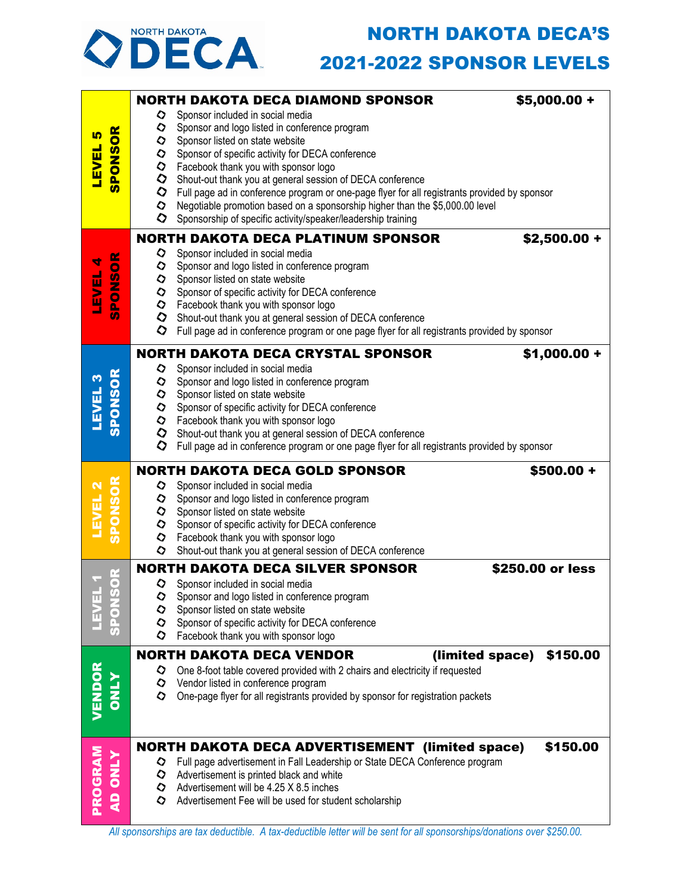# NORTH DAKOTA DECA'S 2021-2022 SPONSOR LEVELS

## LEVEL 5 SPONSOR

### NORTH DAKOTA DECA DIAMOND SPONSOR — $5,000.00 +

- Sponsor included in social media
- Sponsor and logo listed in conference program
- Sponsor listed on state website
- Sponsor of specific activity for DECA conference
- Facebook thank you with sponsor logo
- Shout-out thank you at general session of DECA conference
- Full page ad in conference program or one-page flyer for all registrants provided by sponsor
- Negotiable promotion based on a sponsorship higher than the $5,000.00 level
- Sponsorship of specific activity/speaker/leadership training

## LEVEL 4 SPONSOR

### NORTH DAKOTA DECA PLATINUM SPONSOR — $2,500.00 +

- Sponsor included in social media
- Sponsor and logo listed in conference program
- Sponsor listed on state website
- Sponsor of specific activity for DECA conference
- Facebook thank you with sponsor logo
- Shout-out thank you at general session of DECA conference
- Full page ad in conference program or one page flyer for all registrants provided by sponsor

## LEVEL 3 SPONSOR

### NORTH DAKOTA DECA CRYSTAL SPONSOR — $1,000.00 +

- Sponsor included in social media
- Sponsor and logo listed in conference program
- Sponsor listed on state website
- Sponsor of specific activity for DECA conference
- Facebook thank you with sponsor logo
- Shout-out thank you at general session of DECA conference
- Full page ad in conference program or one page flyer for all registrants provided by sponsor

## LEVEL 2 SPONSOR

### NORTH DAKOTA DECA GOLD SPONSOR — $500.00 +

- Sponsor included in social media
- Sponsor and logo listed in conference program
- Sponsor listed on state website
- Sponsor of specific activity for DECA conference
- Facebook thank you with sponsor logo
- Shout-out thank you at general session of DECA conference

## LEVEL 1 SPONSOR

### NORTH DAKOTA DECA SILVER SPONSOR — $250.00 or less

- Sponsor included in social media
- Sponsor and logo listed in conference program
- Sponsor listed on state website
- Sponsor of specific activity for DECA conference
- Facebook thank you with sponsor logo

## VENDOR ONLY

### NORTH DAKOTA DECA VENDOR (limited space) — $150.00

- One 8-foot table covered provided with 2 chairs and electricity if requested
- Vendor listed in conference program
- One-page flyer for all registrants provided by sponsor for registration packets

## PROGRAM AD ONLY

### NORTH DAKOTA DECA ADVERTISEMENT (limited space) — $150.00

- Full page advertisement in Fall Leadership or State DECA Conference program
- Advertisement is printed black and white
- Advertisement will be 4.25 X 8.5 inches
- Advertisement Fee will be used for student scholarship

*All sponsorships are tax deductible. A tax-deductible letter will be sent for all sponsorships/donations over $250.00.*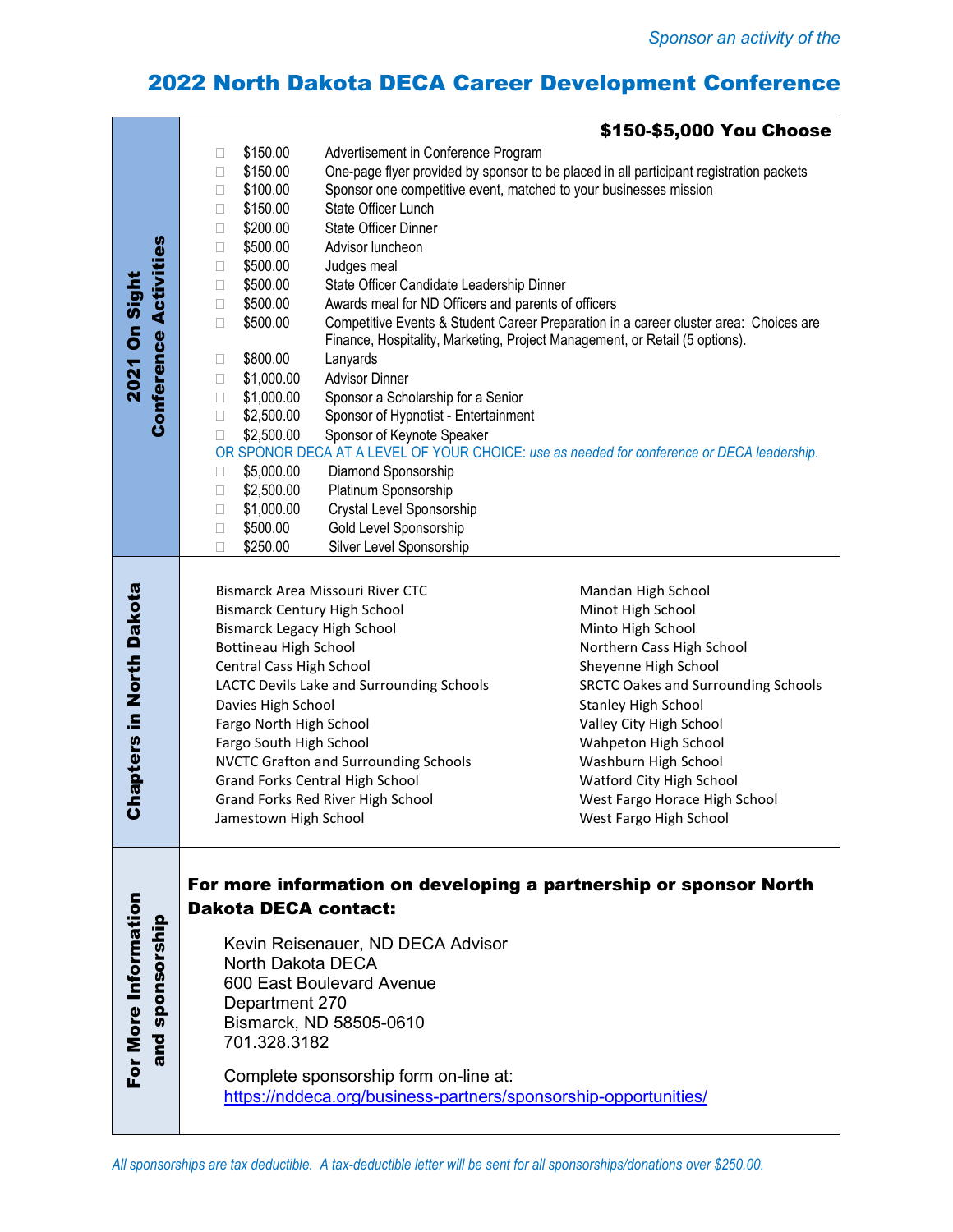*Sponsor an activity of the*

# 2022 North Dakota DECA Career Development Conference

## 2021 On Sight Conference Activities

**$150-$5,000 You Choose**

- ☐ $150.00 Advertisement in Conference Program
- ☐ $150.00 One-page flyer provided by sponsor to be placed in all participant registration packets
- ☐ $100.00 Sponsor one competitive event, matched to your businesses mission
- ☐ $150.00 State Officer Lunch
- ☐ $200.00 State Officer Dinner
- ☐ $500.00 Advisor luncheon
- ☐ $500.00 Judges meal
- ☐ $500.00 State Officer Candidate Leadership Dinner
- ☐ $500.00 Awards meal for ND Officers and parents of officers
- ☐ $500.00 Competitive Events & Student Career Preparation in a career cluster area: Choices are Finance, Hospitality, Marketing, Project Management, or Retail (5 options).
- ☐ $800.00 Lanyards
- ☐ $1,000.00 Advisor Dinner
- ☐ $1,000.00 Sponsor a Scholarship for a Senior
- ☐ $2,500.00 Sponsor of Hypnotist - Entertainment
- ☐ $2,500.00 Sponsor of Keynote Speaker

OR SPONOR DECA AT A LEVEL OF YOUR CHOICE: *use as needed for conference or DECA leadership.*

- ☐ $5,000.00 Diamond Sponsorship
- ☐ $2,500.00 Platinum Sponsorship
- ☐ $1,000.00 Crystal Level Sponsorship
- ☐ $500.00 Gold Level Sponsorship
- ☐ $250.00 Silver Level Sponsorship

## Chapters in North Dakota

- Bismarck Area Missouri River CTC
- Bismarck Century High School
- Bismarck Legacy High School
- Bottineau High School
- Central Cass High School
- LACTC Devils Lake and Surrounding Schools
- Davies High School
- Fargo North High School
- Fargo South High School
- NVCTC Grafton and Surrounding Schools
- Grand Forks Central High School
- Grand Forks Red River High School
- Jamestown High School
- Mandan High School
- Minot High School
- Minto High School
- Northern Cass High School
- Sheyenne High School
- SRCTC Oakes and Surrounding Schools
- Stanley High School
- Valley City High School
- Wahpeton High School
- Washburn High School
- Watford City High School
- West Fargo Horace High School
- West Fargo High School

## For More Information and sponsorship

**For more information on developing a partnership or sponsor North Dakota DECA contact:**

Kevin Reisenauer, ND DECA Advisor
North Dakota DECA
600 East Boulevard Avenue
Department 270
Bismarck, ND 58505-0610
701.328.3182

Complete sponsorship form on-line at:
https://nddeca.org/business-partners/sponsorship-opportunities/

*All sponsorships are tax deductible. A tax-deductible letter will be sent for all sponsorships/donations over $250.00.*